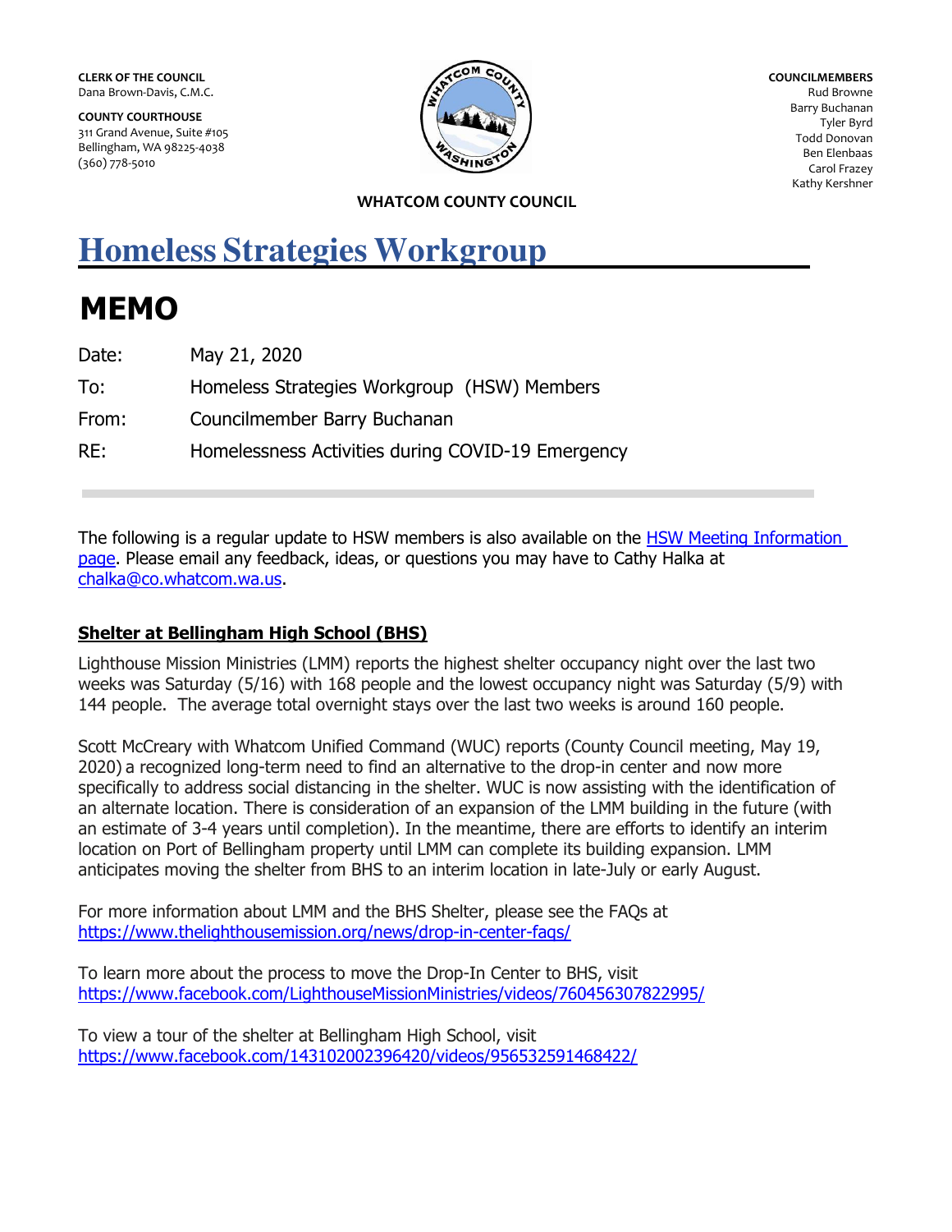**CLERK OF THE COUNCIL**
Dana Brown-Davis, C.M.C.

**COUNTY COURTHOUSE**
311 Grand Avenue, Suite #105
Bellingham, WA 98225-4038
(360) 778-5010

**COUNCILMEMBERS**
Rud Browne
Barry Buchanan
Tyler Byrd
Todd Donovan
Ben Elenbaas
Carol Frazey
Kathy Kershner

**WHATCOM COUNTY COUNCIL**

# Homeless Strategies Workgroup

# MEMO

| | |
|---|---|
| Date: | May 21, 2020 |
| To: | Homeless Strategies Workgroup (HSW) Members |
| From: | Councilmember Barry Buchanan |
| RE: | Homelessness Activities during COVID-19 Emergency |

The following is a regular update to HSW members is also available on the HSW Meeting Information page. Please email any feedback, ideas, or questions you may have to Cathy Halka at chalka@co.whatcom.wa.us.

## Shelter at Bellingham High School (BHS)

Lighthouse Mission Ministries (LMM) reports the highest shelter occupancy night over the last two weeks was Saturday (5/16) with 168 people and the lowest occupancy night was Saturday (5/9) with 144 people. The average total overnight stays over the last two weeks is around 160 people.

Scott McCreary with Whatcom Unified Command (WUC) reports (County Council meeting, May 19, 2020) a recognized long-term need to find an alternative to the drop-in center and now more specifically to address social distancing in the shelter. WUC is now assisting with the identification of an alternate location. There is consideration of an expansion of the LMM building in the future (with an estimate of 3-4 years until completion). In the meantime, there are efforts to identify an interim location on Port of Bellingham property until LMM can complete its building expansion. LMM anticipates moving the shelter from BHS to an interim location in late-July or early August.

For more information about LMM and the BHS Shelter, please see the FAQs at https://www.thelighthousemission.org/news/drop-in-center-faqs/

To learn more about the process to move the Drop-In Center to BHS, visit https://www.facebook.com/LighthouseMissionMinistries/videos/760456307822995/

To view a tour of the shelter at Bellingham High School, visit https://www.facebook.com/143102002396420/videos/956532591468422/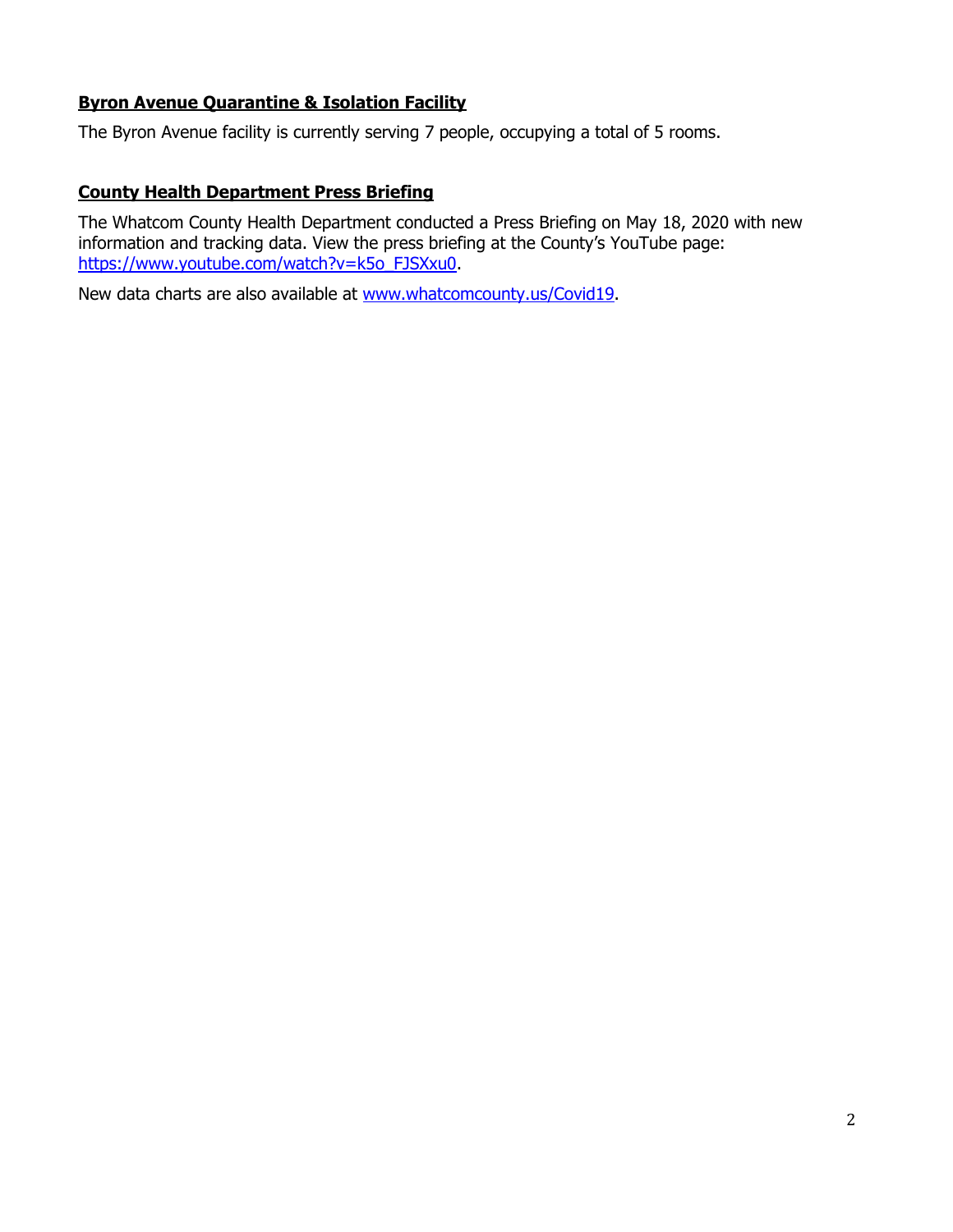**Byron Avenue Quarantine & Isolation Facility**

The Byron Avenue facility is currently serving 7 people, occupying a total of 5 rooms.

**County Health Department Press Briefing**

The Whatcom County Health Department conducted a Press Briefing on May 18, 2020 with new information and tracking data. View the press briefing at the County's YouTube page: [https://www.youtube.com/watch?v=k5o_FJSXxu0](https://www.youtube.com/watch?v=k5o_FJSXxu0).

New data charts are also available at [www.whatcomcounty.us/Covid19](http://www.whatcomcounty.us/Covid19).